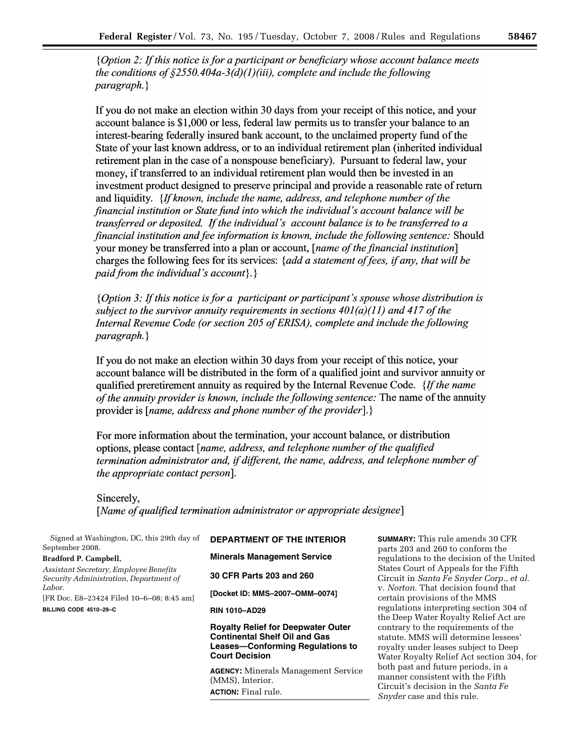*{Option 2: If this notice is for a participant or beneficiary whose account balance meets the conditions of §2550.404a-3(d)(1)(iii), complete and include the following paragraph.}*

If you do not make an election within 30 days from your receipt of this notice, and your account balance is $1,000 or less, federal law permits us to transfer your balance to an interest-bearing federally insured bank account, to the unclaimed property fund of the State of your last known address, or to an individual retirement plan (inherited individual retirement plan in the case of a nonspouse beneficiary). Pursuant to federal law, your money, if transferred to an individual retirement plan would then be invested in an investment product designed to preserve principal and provide a reasonable rate of return and liquidity. *{If known, include the name, address, and telephone number of the financial institution or State fund into which the individual's account balance will be transferred or deposited. If the individual's account balance is to be transferred to a financial institution and fee information is known, include the following sentence:* Should your money be transferred into a plan or account, [*name of the financial institution*] charges the following fees for its services: *{add a statement of fees, if any, that will be paid from the individual's account}*.}

*{Option 3: If this notice is for a participant or participant's spouse whose distribution is subject to the survivor annuity requirements in sections 401(a)(11) and 417 of the Internal Revenue Code (or section 205 of ERISA), complete and include the following paragraph.}*

If you do not make an election within 30 days from your receipt of this notice, your account balance will be distributed in the form of a qualified joint and survivor annuity or qualified preretirement annuity as required by the Internal Revenue Code. *{If the name of the annuity provider is known, include the following sentence:* The name of the annuity provider is [*name, address and phone number of the provider*].}

For more information about the termination, your account balance, or distribution options, please contact [*name, address, and telephone number of the qualified termination administrator and, if different, the name, address, and telephone number of the appropriate contact person*].

Sincerely,
[*Name of qualified termination administrator or appropriate designee*]

Signed at Washington, DC, this 29th day of September 2008.

**Bradford P. Campbell,**

*Assistant Secretary, Employee Benefits Security Administration, Department of Labor.*

[FR Doc. E8–23424 Filed 10–6–08; 8:45 am]

**BILLING CODE 4510–29–C**

**DEPARTMENT OF THE INTERIOR**

**Minerals Management Service**

**30 CFR Parts 203 and 260**

**[Docket ID: MMS–2007–OMM–0074]**

**RIN 1010–AD29**

**Royalty Relief for Deepwater Outer Continental Shelf Oil and Gas Leases—Conforming Regulations to Court Decision**

**AGENCY:** Minerals Management Service (MMS), Interior.

**ACTION:** Final rule.

**SUMMARY:** This rule amends 30 CFR parts 203 and 260 to conform the regulations to the decision of the United States Court of Appeals for the Fifth Circuit in *Santa Fe Snyder Corp., et al.* v. *Norton.* That decision found that certain provisions of the MMS regulations interpreting section 304 of the Deep Water Royalty Relief Act are contrary to the requirements of the statute. MMS will determine lessees' royalty under leases subject to Deep Water Royalty Relief Act section 304, for both past and future periods, in a manner consistent with the Fifth Circuit's decision in the *Santa Fe Snyder* case and this rule.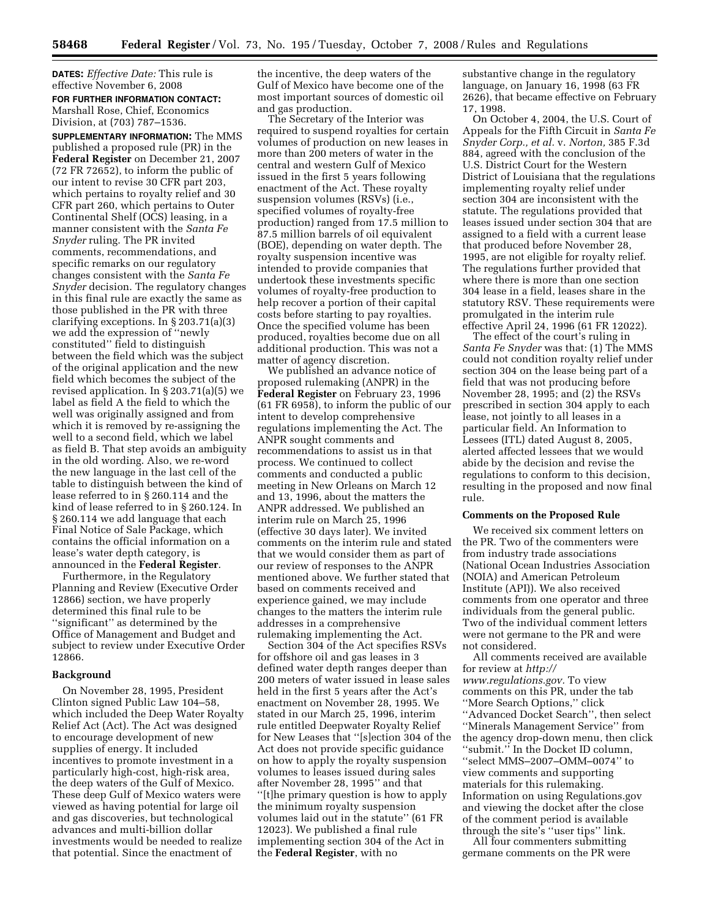**DATES:** *Effective Date:* This rule is effective November 6, 2008

**FOR FURTHER INFORMATION CONTACT:** Marshall Rose, Chief, Economics Division, at (703) 787–1536.

**SUPPLEMENTARY INFORMATION:** The MMS published a proposed rule (PR) in the **Federal Register** on December 21, 2007 (72 FR 72652), to inform the public of our intent to revise 30 CFR part 203, which pertains to royalty relief and 30 CFR part 260, which pertains to Outer Continental Shelf (OCS) leasing, in a manner consistent with the *Santa Fe Snyder* ruling. The PR invited comments, recommendations, and specific remarks on our regulatory changes consistent with the *Santa Fe Snyder* decision. The regulatory changes in this final rule are exactly the same as those published in the PR with three clarifying exceptions. In § 203.71(a)(3) we add the expression of ''newly constituted'' field to distinguish between the field which was the subject of the original application and the new field which becomes the subject of the revised application. In § 203.71(a)(5) we label as field A the field to which the well was originally assigned and from which it is removed by re-assigning the well to a second field, which we label as field B. That step avoids an ambiguity in the old wording. Also, we re-word the new language in the last cell of the table to distinguish between the kind of lease referred to in § 260.114 and the kind of lease referred to in § 260.124. In § 260.114 we add language that each Final Notice of Sale Package, which contains the official information on a lease's water depth category, is announced in the **Federal Register**.

Furthermore, in the Regulatory Planning and Review (Executive Order 12866) section, we have properly determined this final rule to be ''significant'' as determined by the Office of Management and Budget and subject to review under Executive Order 12866.

**Background**

On November 28, 1995, President Clinton signed Public Law 104–58, which included the Deep Water Royalty Relief Act (Act). The Act was designed to encourage development of new supplies of energy. It included incentives to promote investment in a particularly high-cost, high-risk area, the deep waters of the Gulf of Mexico. These deep Gulf of Mexico waters were viewed as having potential for large oil and gas discoveries, but technological advances and multi-billion dollar investments would be needed to realize that potential. Since the enactment of the incentive, the deep waters of the Gulf of Mexico have become one of the most important sources of domestic oil and gas production.

The Secretary of the Interior was required to suspend royalties for certain volumes of production on new leases in more than 200 meters of water in the central and western Gulf of Mexico issued in the first 5 years following enactment of the Act. These royalty suspension volumes (RSVs) (i.e., specified volumes of royalty-free production) ranged from 17.5 million to 87.5 million barrels of oil equivalent (BOE), depending on water depth. The royalty suspension incentive was intended to provide companies that undertook these investments specific volumes of royalty-free production to help recover a portion of their capital costs before starting to pay royalties. Once the specified volume has been produced, royalties become due on all additional production. This was not a matter of agency discretion.

We published an advance notice of proposed rulemaking (ANPR) in the **Federal Register** on February 23, 1996 (61 FR 6958), to inform the public of our intent to develop comprehensive regulations implementing the Act. The ANPR sought comments and recommendations to assist us in that process. We continued to collect comments and conducted a public meeting in New Orleans on March 12 and 13, 1996, about the matters the ANPR addressed. We published an interim rule on March 25, 1996 (effective 30 days later). We invited comments on the interim rule and stated that we would consider them as part of our review of responses to the ANPR mentioned above. We further stated that based on comments received and experience gained, we may include changes to the matters the interim rule addresses in a comprehensive rulemaking implementing the Act.

Section 304 of the Act specifies RSVs for offshore oil and gas leases in 3 defined water depth ranges deeper than 200 meters of water issued in lease sales held in the first 5 years after the Act's enactment on November 28, 1995. We stated in our March 25, 1996, interim rule entitled Deepwater Royalty Relief for New Leases that ''[s]ection 304 of the Act does not provide specific guidance on how to apply the royalty suspension volumes to leases issued during sales after November 28, 1995'' and that ''[t]he primary question is how to apply the minimum royalty suspension volumes laid out in the statute'' (61 FR 12023). We published a final rule implementing section 304 of the Act in the **Federal Register**, with no substantive change in the regulatory language, on January 16, 1998 (63 FR 2626), that became effective on February 17, 1998.

On October 4, 2004, the U.S. Court of Appeals for the Fifth Circuit in *Santa Fe Snyder Corp., et al.* v. *Norton,* 385 F.3d 884, agreed with the conclusion of the U.S. District Court for the Western District of Louisiana that the regulations implementing royalty relief under section 304 are inconsistent with the statute. The regulations provided that leases issued under section 304 that are assigned to a field with a current lease that produced before November 28, 1995, are not eligible for royalty relief. The regulations further provided that where there is more than one section 304 lease in a field, leases share in the statutory RSV. These requirements were promulgated in the interim rule effective April 24, 1996 (61 FR 12022).

The effect of the court's ruling in *Santa Fe Snyder* was that: (1) The MMS could not condition royalty relief under section 304 on the lease being part of a field that was not producing before November 28, 1995; and (2) the RSVs prescribed in section 304 apply to each lease, not jointly to all leases in a particular field. An Information to Lessees (ITL) dated August 8, 2005, alerted affected lessees that we would abide by the decision and revise the regulations to conform to this decision, resulting in the proposed and now final rule.

**Comments on the Proposed Rule**

We received six comment letters on the PR. Two of the commenters were from industry trade associations (National Ocean Industries Association (NOIA) and American Petroleum Institute (API)). We also received comments from one operator and three individuals from the general public. Two of the individual comment letters were not germane to the PR and were not considered.

All comments received are available for review at *http://www.regulations.gov*. To view comments on this PR, under the tab ''More Search Options,'' click ''Advanced Docket Search'', then select ''Minerals Management Service'' from the agency drop-down menu, then click ''submit.'' In the Docket ID column, ''select MMS–2007–OMM–0074'' to view comments and supporting materials for this rulemaking. Information on using Regulations.gov and viewing the docket after the close of the comment period is available through the site's ''user tips'' link.

All four commenters submitting germane comments on the PR were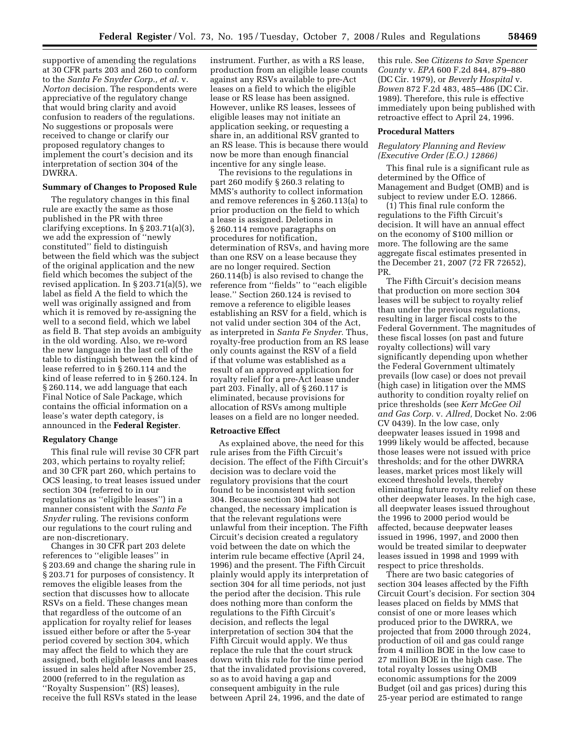supportive of amending the regulations at 30 CFR parts 203 and 260 to conform to the *Santa Fe Snyder Corp., et al.* v. *Norton* decision. The respondents were appreciative of the regulatory change that would bring clarity and avoid confusion to readers of the regulations. No suggestions or proposals were received to change or clarify our proposed regulatory changes to implement the court's decision and its interpretation of section 304 of the DWRRA.

**Summary of Changes to Proposed Rule**

The regulatory changes in this final rule are exactly the same as those published in the PR with three clarifying exceptions. In § 203.71(a)(3), we add the expression of ''newly constituted'' field to distinguish between the field which was the subject of the original application and the new field which becomes the subject of the revised application. In § 203.71(a)(5), we label as field A the field to which the well was originally assigned and from which it is removed by re-assigning the well to a second field, which we label as field B. That step avoids an ambiguity in the old wording. Also, we re-word the new language in the last cell of the table to distinguish between the kind of lease referred to in § 260.114 and the kind of lease referred to in § 260.124. In § 260.114, we add language that each Final Notice of Sale Package, which contains the official information on a lease's water depth category, is announced in the **Federal Register**.

**Regulatory Change**

This final rule will revise 30 CFR part 203, which pertains to royalty relief; and 30 CFR part 260, which pertains to OCS leasing, to treat leases issued under section 304 (referred to in our regulations as ''eligible leases'') in a manner consistent with the *Santa Fe Snyder* ruling. The revisions conform our regulations to the court ruling and are non-discretionary.

Changes in 30 CFR part 203 delete references to ''eligible leases'' in § 203.69 and change the sharing rule in § 203.71 for purposes of consistency. It removes the eligible leases from the section that discusses how to allocate RSVs on a field. These changes mean that regardless of the outcome of an application for royalty relief for leases issued either before or after the 5-year period covered by section 304, which may affect the field to which they are assigned, both eligible leases and leases issued in sales held after November 25, 2000 (referred to in the regulation as ''Royalty Suspension'' (RS) leases), receive the full RSVs stated in the lease instrument. Further, as with a RS lease, production from an eligible lease counts against any RSVs available to pre-Act leases on a field to which the eligible lease or RS lease has been assigned. However, unlike RS leases, lessees of eligible leases may not initiate an application seeking, or requesting a share in, an additional RSV granted to an RS lease. This is because there would now be more than enough financial incentive for any single lease.

The revisions to the regulations in part 260 modify § 260.3 relating to MMS's authority to collect information and remove references in § 260.113(a) to prior production on the field to which a lease is assigned. Deletions in § 260.114 remove paragraphs on procedures for notification, determination of RSVs, and having more than one RSV on a lease because they are no longer required. Section 260.114(b) is also revised to change the reference from ''fields'' to ''each eligible lease.'' Section 260.124 is revised to remove a reference to eligible leases establishing an RSV for a field, which is not valid under section 304 of the Act, as interpreted in *Santa Fe Snyder.* Thus, royalty-free production from an RS lease only counts against the RSV of a field if that volume was established as a result of an approved application for royalty relief for a pre-Act lease under part 203. Finally, all of § 260.117 is eliminated, because provisions for allocation of RSVs among multiple leases on a field are no longer needed.

**Retroactive Effect**

As explained above, the need for this rule arises from the Fifth Circuit's decision. The effect of the Fifth Circuit's decision was to declare void the regulatory provisions that the court found to be inconsistent with section 304. Because section 304 had not changed, the necessary implication is that the relevant regulations were unlawful from their inception. The Fifth Circuit's decision created a regulatory void between the date on which the interim rule became effective (April 24, 1996) and the present. The Fifth Circuit plainly would apply its interpretation of section 304 for all time periods, not just the period after the decision. This rule does nothing more than conform the regulations to the Fifth Circuit's decision, and reflects the legal interpretation of section 304 that the Fifth Circuit would apply. We thus replace the rule that the court struck down with this rule for the time period that the invalidated provisions covered, so as to avoid having a gap and consequent ambiguity in the rule between April 24, 1996, and the date of this rule. See *Citizens to Save Spencer County* v. *EPA* 600 F.2d 844, 879–880 (DC Cir. 1979), or *Beverly Hospital* v. *Bowen* 872 F.2d 483, 485–486 (DC Cir. 1989). Therefore, this rule is effective immediately upon being published with retroactive effect to April 24, 1996.

**Procedural Matters**

*Regulatory Planning and Review (Executive Order (E.O.) 12866)*

This final rule is a significant rule as determined by the Office of Management and Budget (OMB) and is subject to review under E.O. 12866.

(1) This final rule conform the regulations to the Fifth Circuit's decision. It will have an annual effect on the economy of $100 million or more. The following are the same aggregate fiscal estimates presented in the December 21, 2007 (72 FR 72652), PR.

The Fifth Circuit's decision means that production on more section 304 leases will be subject to royalty relief than under the previous regulations, resulting in larger fiscal costs to the Federal Government. The magnitudes of these fiscal losses (on past and future royalty collections) will vary significantly depending upon whether the Federal Government ultimately prevails (low case) or does not prevail (high case) in litigation over the MMS authority to condition royalty relief on price thresholds (see *Kerr McGee Oil and Gas Corp.* v. *Allred,* Docket No. 2:06 CV 0439). In the low case, only deepwater leases issued in 1998 and 1999 likely would be affected, because those leases were not issued with price thresholds; and for the other DWRRA leases, market prices most likely will exceed threshold levels, thereby eliminating future royalty relief on these other deepwater leases. In the high case, all deepwater leases issued throughout the 1996 to 2000 period would be affected, because deepwater leases issued in 1996, 1997, and 2000 then would be treated similar to deepwater leases issued in 1998 and 1999 with respect to price thresholds.

There are two basic categories of section 304 leases affected by the Fifth Circuit Court's decision. For section 304 leases placed on fields by MMS that consist of one or more leases which produced prior to the DWRRA, we projected that from 2000 through 2024, production of oil and gas could range from 4 million BOE in the low case to 27 million BOE in the high case. The total royalty losses using OMB economic assumptions for the 2009 Budget (oil and gas prices) during this 25-year period are estimated to range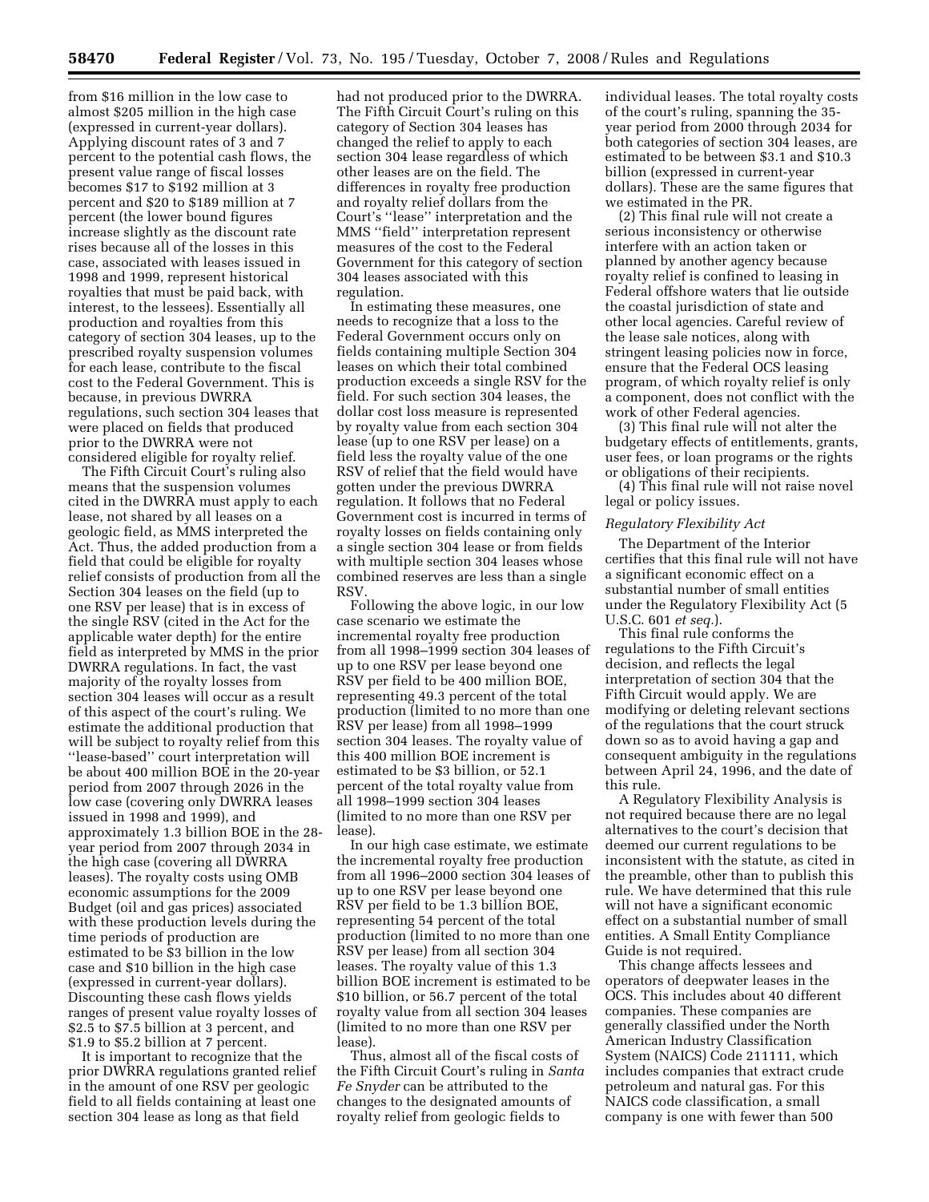from $16 million in the low case to almost $205 million in the high case (expressed in current-year dollars). Applying discount rates of 3 and 7 percent to the potential cash flows, the present value range of fiscal losses becomes $17 to $192 million at 3 percent and $20 to $189 million at 7 percent (the lower bound figures increase slightly as the discount rate rises because all of the losses in this case, associated with leases issued in 1998 and 1999, represent historical royalties that must be paid back, with interest, to the lessees). Essentially all production and royalties from this category of section 304 leases, up to the prescribed royalty suspension volumes for each lease, contribute to the fiscal cost to the Federal Government. This is because, in previous DWRRA regulations, such section 304 leases that were placed on fields that produced prior to the DWRRA were not considered eligible for royalty relief.

The Fifth Circuit Court's ruling also means that the suspension volumes cited in the DWRRA must apply to each lease, not shared by all leases on a geologic field, as MMS interpreted the Act. Thus, the added production from a field that could be eligible for royalty relief consists of production from all the Section 304 leases on the field (up to one RSV per lease) that is in excess of the single RSV (cited in the Act for the applicable water depth) for the entire field as interpreted by MMS in the prior DWRRA regulations. In fact, the vast majority of the royalty losses from section 304 leases will occur as a result of this aspect of the court's ruling. We estimate the additional production that will be subject to royalty relief from this ''lease-based'' court interpretation will be about 400 million BOE in the 20-year period from 2007 through 2026 in the low case (covering only DWRRA leases issued in 1998 and 1999), and approximately 1.3 billion BOE in the 28-year period from 2007 through 2034 in the high case (covering all DWRRA leases). The royalty costs using OMB economic assumptions for the 2009 Budget (oil and gas prices) associated with these production levels during the time periods of production are estimated to be $3 billion in the low case and $10 billion in the high case (expressed in current-year dollars). Discounting these cash flows yields ranges of present value royalty losses of $2.5 to $7.5 billion at 3 percent, and $1.9 to $5.2 billion at 7 percent.

It is important to recognize that the prior DWRRA regulations granted relief in the amount of one RSV per geologic field to all fields containing at least one section 304 lease as long as that field had not produced prior to the DWRRA. The Fifth Circuit Court's ruling on this category of Section 304 leases has changed the relief to apply to each section 304 lease regardless of which other leases are on the field. The differences in royalty free production and royalty relief dollars from the Court's ''lease'' interpretation and the MMS ''field'' interpretation represent measures of the cost to the Federal Government for this category of section 304 leases associated with this regulation.

In estimating these measures, one needs to recognize that a loss to the Federal Government occurs only on fields containing multiple Section 304 leases on which their total combined production exceeds a single RSV for the field. For such section 304 leases, the dollar cost loss measure is represented by royalty value from each section 304 lease (up to one RSV per lease) on a field less the royalty value of the one RSV of relief that the field would have gotten under the previous DWRRA regulation. It follows that no Federal Government cost is incurred in terms of royalty losses on fields containing only a single section 304 lease or from fields with multiple section 304 leases whose combined reserves are less than a single RSV.

Following the above logic, in our low case scenario we estimate the incremental royalty free production from all 1998–1999 section 304 leases of up to one RSV per lease beyond one RSV per field to be 400 million BOE, representing 49.3 percent of the total production (limited to no more than one RSV per lease) from all 1998–1999 section 304 leases. The royalty value of this 400 million BOE increment is estimated to be $3 billion, or 52.1 percent of the total royalty value from all 1998–1999 section 304 leases (limited to no more than one RSV per lease).

In our high case estimate, we estimate the incremental royalty free production from all 1996–2000 section 304 leases of up to one RSV per lease beyond one RSV per field to be 1.3 billion BOE, representing 54 percent of the total production (limited to no more than one RSV per lease) from all section 304 leases. The royalty value of this 1.3 billion BOE increment is estimated to be $10 billion, or 56.7 percent of the total royalty value from all section 304 leases (limited to no more than one RSV per lease).

Thus, almost all of the fiscal costs of the Fifth Circuit Court's ruling in *Santa Fe Snyder* can be attributed to the changes to the designated amounts of royalty relief from geologic fields to individual leases. The total royalty costs of the court's ruling, spanning the 35-year period from 2000 through 2034 for both categories of section 304 leases, are estimated to be between $3.1 and $10.3 billion (expressed in current-year dollars). These are the same figures that we estimated in the PR.

(2) This final rule will not create a serious inconsistency or otherwise interfere with an action taken or planned by another agency because royalty relief is confined to leasing in Federal offshore waters that lie outside the coastal jurisdiction of state and other local agencies. Careful review of the lease sale notices, along with stringent leasing policies now in force, ensure that the Federal OCS leasing program, of which royalty relief is only a component, does not conflict with the work of other Federal agencies.

(3) This final rule will not alter the budgetary effects of entitlements, grants, user fees, or loan programs or the rights or obligations of their recipients.

(4) This final rule will not raise novel legal or policy issues.

*Regulatory Flexibility Act*

The Department of the Interior certifies that this final rule will not have a significant economic effect on a substantial number of small entities under the Regulatory Flexibility Act (5 U.S.C. 601 *et seq.*).

This final rule conforms the regulations to the Fifth Circuit's decision, and reflects the legal interpretation of section 304 that the Fifth Circuit would apply. We are modifying or deleting relevant sections of the regulations that the court struck down so as to avoid having a gap and consequent ambiguity in the regulations between April 24, 1996, and the date of this rule.

A Regulatory Flexibility Analysis is not required because there are no legal alternatives to the court's decision that deemed our current regulations to be inconsistent with the statute, as cited in the preamble, other than to publish this rule. We have determined that this rule will not have a significant economic effect on a substantial number of small entities. A Small Entity Compliance Guide is not required.

This change affects lessees and operators of deepwater leases in the OCS. This includes about 40 different companies. These companies are generally classified under the North American Industry Classification System (NAICS) Code 211111, which includes companies that extract crude petroleum and natural gas. For this NAICS code classification, a small company is one with fewer than 500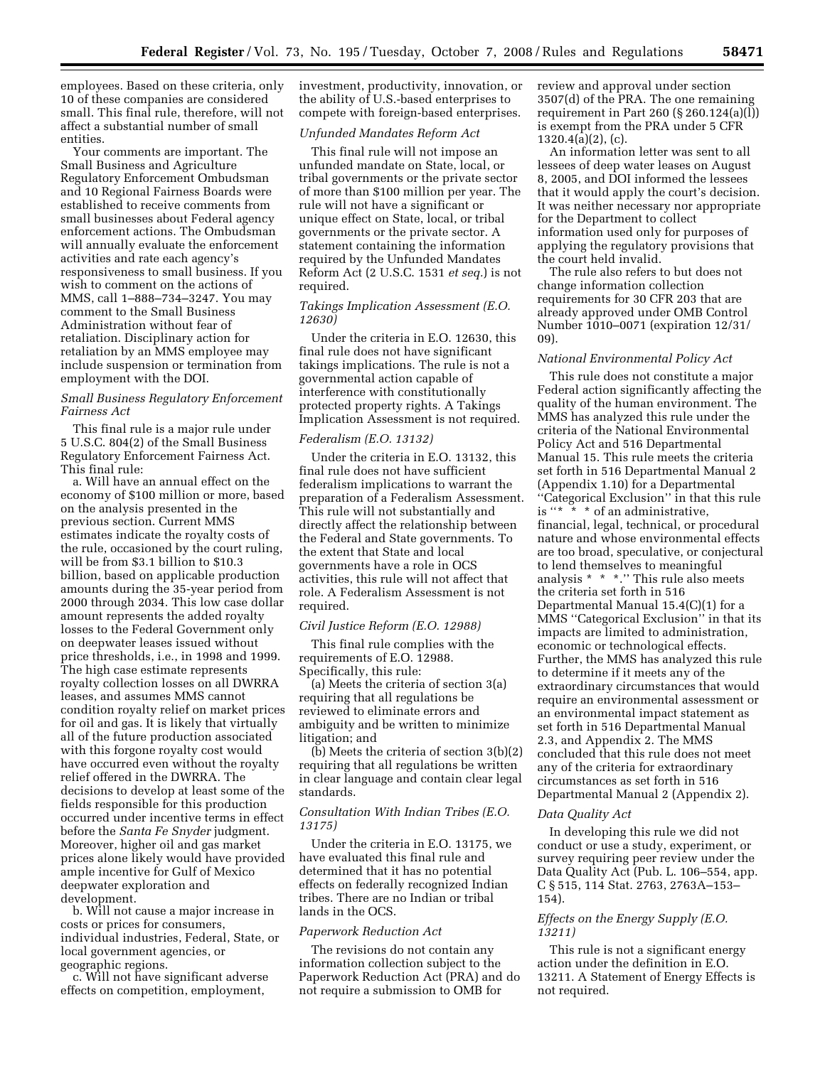employees. Based on these criteria, only 10 of these companies are considered small. This final rule, therefore, will not affect a substantial number of small entities.

Your comments are important. The Small Business and Agriculture Regulatory Enforcement Ombudsman and 10 Regional Fairness Boards were established to receive comments from small businesses about Federal agency enforcement actions. The Ombudsman will annually evaluate the enforcement activities and rate each agency's responsiveness to small business. If you wish to comment on the actions of MMS, call 1–888–734–3247. You may comment to the Small Business Administration without fear of retaliation. Disciplinary action for retaliation by an MMS employee may include suspension or termination from employment with the DOI.

*Small Business Regulatory Enforcement Fairness Act*

This final rule is a major rule under 5 U.S.C. 804(2) of the Small Business Regulatory Enforcement Fairness Act. This final rule:

a. Will have an annual effect on the economy of $100 million or more, based on the analysis presented in the previous section. Current MMS estimates indicate the royalty costs of the rule, occasioned by the court ruling, will be from $3.1 billion to $10.3 billion, based on applicable production amounts during the 35-year period from 2000 through 2034. This low case dollar amount represents the added royalty losses to the Federal Government only on deepwater leases issued without price thresholds, i.e., in 1998 and 1999. The high case estimate represents royalty collection losses on all DWRRA leases, and assumes MMS cannot condition royalty relief on market prices for oil and gas. It is likely that virtually all of the future production associated with this forgone royalty cost would have occurred even without the royalty relief offered in the DWRRA. The decisions to develop at least some of the fields responsible for this production occurred under incentive terms in effect before the *Santa Fe Snyder* judgment. Moreover, higher oil and gas market prices alone likely would have provided ample incentive for Gulf of Mexico deepwater exploration and development.

b. Will not cause a major increase in costs or prices for consumers, individual industries, Federal, State, or local government agencies, or geographic regions.

c. Will not have significant adverse effects on competition, employment, investment, productivity, innovation, or the ability of U.S.-based enterprises to compete with foreign-based enterprises.

*Unfunded Mandates Reform Act*

This final rule will not impose an unfunded mandate on State, local, or tribal governments or the private sector of more than $100 million per year. The rule will not have a significant or unique effect on State, local, or tribal governments or the private sector. A statement containing the information required by the Unfunded Mandates Reform Act (2 U.S.C. 1531 *et seq.*) is not required.

*Takings Implication Assessment (E.O. 12630)*

Under the criteria in E.O. 12630, this final rule does not have significant takings implications. The rule is not a governmental action capable of interference with constitutionally protected property rights. A Takings Implication Assessment is not required.

*Federalism (E.O. 13132)*

Under the criteria in E.O. 13132, this final rule does not have sufficient federalism implications to warrant the preparation of a Federalism Assessment. This rule will not substantially and directly affect the relationship between the Federal and State governments. To the extent that State and local governments have a role in OCS activities, this rule will not affect that role. A Federalism Assessment is not required.

*Civil Justice Reform (E.O. 12988)*

This final rule complies with the requirements of E.O. 12988. Specifically, this rule:

(a) Meets the criteria of section 3(a) requiring that all regulations be reviewed to eliminate errors and ambiguity and be written to minimize litigation; and

(b) Meets the criteria of section 3(b)(2) requiring that all regulations be written in clear language and contain clear legal standards.

*Consultation With Indian Tribes (E.O. 13175)*

Under the criteria in E.O. 13175, we have evaluated this final rule and determined that it has no potential effects on federally recognized Indian tribes. There are no Indian or tribal lands in the OCS.

*Paperwork Reduction Act*

The revisions do not contain any information collection subject to the Paperwork Reduction Act (PRA) and do not require a submission to OMB for review and approval under section 3507(d) of the PRA. The one remaining requirement in Part 260 (§ 260.124(a)(l)) is exempt from the PRA under 5 CFR 1320.4(a)(2), (c).

An information letter was sent to all lessees of deep water leases on August 8, 2005, and DOI informed the lessees that it would apply the court's decision. It was neither necessary nor appropriate for the Department to collect information used only for purposes of applying the regulatory provisions that the court held invalid.

The rule also refers to but does not change information collection requirements for 30 CFR 203 that are already approved under OMB Control Number 1010–0071 (expiration 12/31/09).

*National Environmental Policy Act*

This rule does not constitute a major Federal action significantly affecting the quality of the human environment. The MMS has analyzed this rule under the criteria of the National Environmental Policy Act and 516 Departmental Manual 15. This rule meets the criteria set forth in 516 Departmental Manual 2 (Appendix 1.10) for a Departmental "Categorical Exclusion" in that this rule is "* * * of an administrative, financial, legal, technical, or procedural nature and whose environmental effects are too broad, speculative, or conjectural to lend themselves to meaningful analysis * * *." This rule also meets the criteria set forth in 516 Departmental Manual 15.4(C)(1) for a MMS "Categorical Exclusion" in that its impacts are limited to administration, economic or technological effects. Further, the MMS has analyzed this rule to determine if it meets any of the extraordinary circumstances that would require an environmental assessment or an environmental impact statement as set forth in 516 Departmental Manual 2.3, and Appendix 2. The MMS concluded that this rule does not meet any of the criteria for extraordinary circumstances as set forth in 516 Departmental Manual 2 (Appendix 2).

*Data Quality Act*

In developing this rule we did not conduct or use a study, experiment, or survey requiring peer review under the Data Quality Act (Pub. L. 106–554, app. C § 515, 114 Stat. 2763, 2763A–153–154).

*Effects on the Energy Supply (E.O. 13211)*

This rule is not a significant energy action under the definition in E.O. 13211. A Statement of Energy Effects is not required.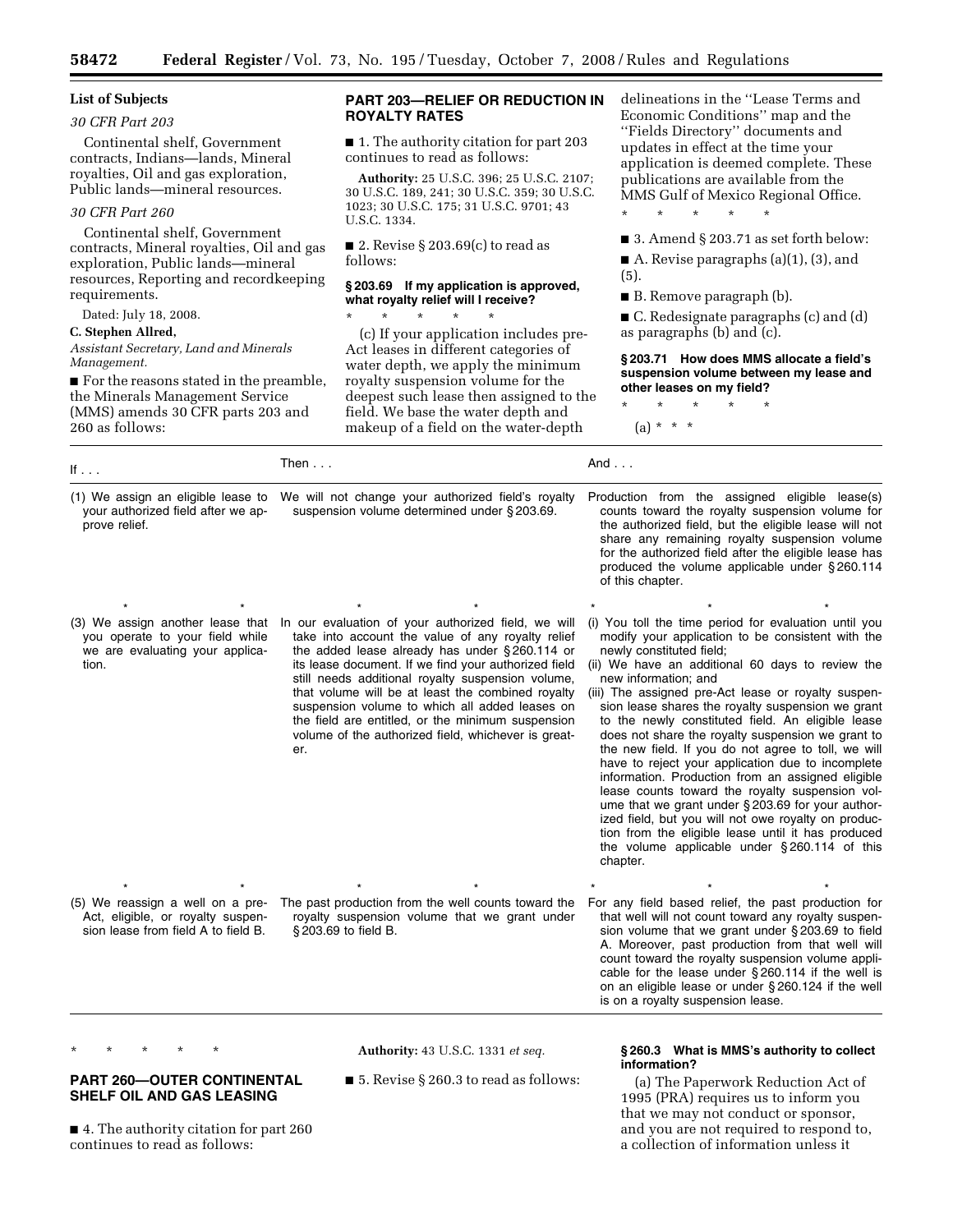## List of Subjects

*30 CFR Part 203*

Continental shelf, Government contracts, Indians—lands, Mineral royalties, Oil and gas exploration, Public lands—mineral resources.

*30 CFR Part 260*

Continental shelf, Government contracts, Mineral royalties, Oil and gas exploration, Public lands—mineral resources, Reporting and recordkeeping requirements.

Dated: July 18, 2008.

**C. Stephen Allred,**

*Assistant Secretary, Land and Minerals Management.*

■ For the reasons stated in the preamble, the Minerals Management Service (MMS) amends 30 CFR parts 203 and 260 as follows:

## PART 203—RELIEF OR REDUCTION IN ROYALTY RATES

■ 1. The authority citation for part 203 continues to read as follows:

**Authority:** 25 U.S.C. 396; 25 U.S.C. 2107; 30 U.S.C. 189, 241; 30 U.S.C. 359; 30 U.S.C. 1023; 30 U.S.C. 175; 31 U.S.C. 9701; 43 U.S.C. 1334.

■ 2. Revise § 203.69(c) to read as follows:

### § 203.69 If my application is approved, what royalty relief will I receive?

\* \* \* \* \*

(c) If your application includes pre-Act leases in different categories of water depth, we apply the minimum royalty suspension volume for the deepest such lease then assigned to the field. We base the water depth and makeup of a field on the water-depth delineations in the ''Lease Terms and Economic Conditions'' map and the ''Fields Directory'' documents and updates in effect at the time your application is deemed complete. These publications are available from the MMS Gulf of Mexico Regional Office.

\* \* \* \* \*

■ 3. Amend § 203.71 as set forth below:

■ A. Revise paragraphs (a)(1), (3), and (5).

■ B. Remove paragraph (b).

■ C. Redesignate paragraphs (c) and (d) as paragraphs (b) and (c).

### § 203.71 How does MMS allocate a field's suspension volume between my lease and other leases on my field?

\* \* \* \* \*

(a) \* \* \*

| If . . . | Then . . . | And . . . |
|---|---|---|
| (1) We assign an eligible lease to your authorized field after we approve relief. | We will not change your authorized field's royalty suspension volume determined under § 203.69. | Production from the assigned eligible lease(s) counts toward the royalty suspension volume for the authorized field, but the eligible lease will not share any remaining royalty suspension volume for the authorized field after the eligible lease has produced the volume applicable under § 260.114 of this chapter. |
| \* \* | \* \* | \* \* |
| (3) We assign another lease that you operate to your field while we are evaluating your application. | In our evaluation of your authorized field, we will take into account the value of any royalty relief the added lease already has under § 260.114 or its lease document. If we find your authorized field still needs additional royalty suspension volume, that volume will be at least the combined royalty suspension volume to which all added leases on the field are entitled, or the minimum suspension volume of the authorized field, whichever is greater. | (i) You toll the time period for evaluation until you modify your application to be consistent with the newly constituted field;<br>(ii) We have an additional 60 days to review the new information; and<br>(iii) The assigned pre-Act lease or royalty suspension lease shares the royalty suspension we grant to the newly constituted field. An eligible lease does not share the royalty suspension we grant to the new field. If you do not agree to toll, we will have to reject your application due to incomplete information. Production from an assigned eligible lease counts toward the royalty suspension volume that we grant under § 203.69 for your authorized field, but you will not owe royalty on production from the eligible lease until it has produced the volume applicable § 260.114 of this chapter. |
| \* \* | \* \* | \* \* |
| (5) We reassign a well on a pre-Act, eligible, or royalty suspension lease from field A to field B. | The past production from the well counts toward the royalty suspension volume that we grant under § 203.69 to field B. | For any field based relief, the past production for that well will not count toward any royalty suspension volume that we grant under § 203.69 to field A. Moreover, past production from that well will count toward the royalty suspension volume applicable for the lease under § 260.114 if the well is on an eligible lease or under § 260.124 if the well is on a royalty suspension lease. |

\* \* \* \* \*

## PART 260—OUTER CONTINENTAL SHELF OIL AND GAS LEASING

■ 4. The authority citation for part 260 continues to read as follows:

**Authority:** 43 U.S.C. 1331 *et seq.*

■ 5. Revise § 260.3 to read as follows:

### § 260.3 What is MMS's authority to collect information?

(a) The Paperwork Reduction Act of 1995 (PRA) requires us to inform you that we may not conduct or sponsor, and you are not required to respond to, a collection of information unless it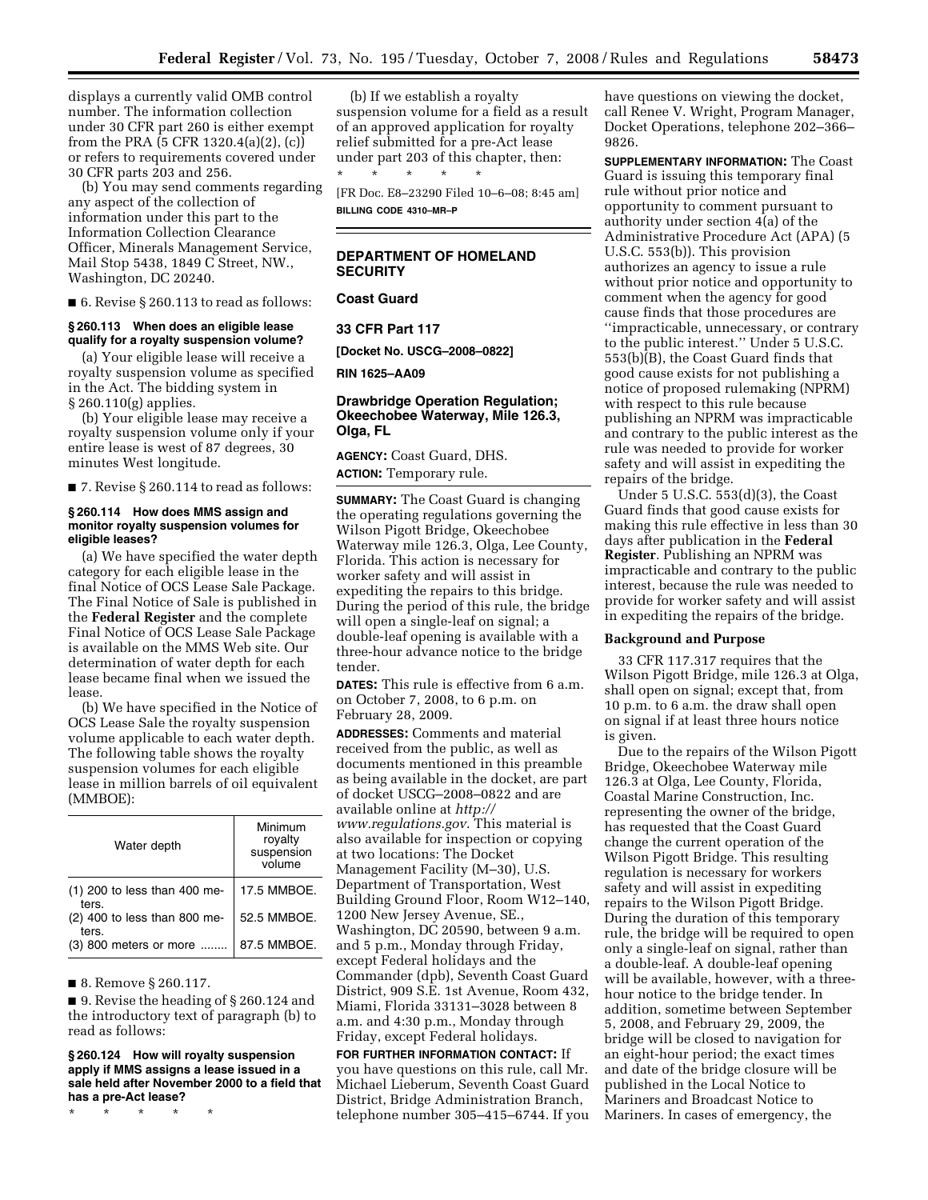displays a currently valid OMB control number. The information collection under 30 CFR part 260 is either exempt from the PRA (5 CFR 1320.4(a)(2), (c)) or refers to requirements covered under 30 CFR parts 203 and 256.

(b) You may send comments regarding any aspect of the collection of information under this part to the Information Collection Clearance Officer, Minerals Management Service, Mail Stop 5438, 1849 C Street, NW., Washington, DC 20240.

■ 6. Revise § 260.113 to read as follows:

#### § 260.113 When does an eligible lease qualify for a royalty suspension volume?

(a) Your eligible lease will receive a royalty suspension volume as specified in the Act. The bidding system in § 260.110(g) applies.

(b) Your eligible lease may receive a royalty suspension volume only if your entire lease is west of 87 degrees, 30 minutes West longitude.

■ 7. Revise § 260.114 to read as follows:

#### § 260.114 How does MMS assign and monitor royalty suspension volumes for eligible leases?

(a) We have specified the water depth category for each eligible lease in the final Notice of OCS Lease Sale Package. The Final Notice of Sale is published in the **Federal Register** and the complete Final Notice of OCS Lease Sale Package is available on the MMS Web site. Our determination of water depth for each lease became final when we issued the lease.

(b) We have specified in the Notice of OCS Lease Sale the royalty suspension volume applicable to each water depth. The following table shows the royalty suspension volumes for each eligible lease in million barrels of oil equivalent (MMBOE):

| Water depth | Minimum royalty suspension volume |
|---|---|
| (1) 200 to less than 400 meters. | 17.5 MMBOE. |
| (2) 400 to less than 800 meters. | 52.5 MMBOE. |
| (3) 800 meters or more ........ | 87.5 MMBOE. |

■ 8. Remove § 260.117.

■ 9. Revise the heading of § 260.124 and the introductory text of paragraph (b) to read as follows:

#### § 260.124 How will royalty suspension apply if MMS assigns a lease issued in a sale held after November 2000 to a field that has a pre-Act lease?

\* \* \* \* \*

(b) If we establish a royalty suspension volume for a field as a result of an approved application for royalty relief submitted for a pre-Act lease under part 203 of this chapter, then:

\* \* \* \* \*

[FR Doc. E8–23290 Filed 10–6–08; 8:45 am]

**BILLING CODE 4310–MR–P**

---

## DEPARTMENT OF HOMELAND SECURITY

### Coast Guard

### 33 CFR Part 117

**[Docket No. USCG–2008–0822]**

**RIN 1625–AA09**

### Drawbridge Operation Regulation; Okeechobee Waterway, Mile 126.3, Olga, FL

**AGENCY:** Coast Guard, DHS.

**ACTION:** Temporary rule.

**SUMMARY:** The Coast Guard is changing the operating regulations governing the Wilson Pigott Bridge, Okeechobee Waterway mile 126.3, Olga, Lee County, Florida. This action is necessary for worker safety and will assist in expediting the repairs to this bridge. During the period of this rule, the bridge will open a single-leaf on signal; a double-leaf opening is available with a three-hour advance notice to the bridge tender.

**DATES:** This rule is effective from 6 a.m. on October 7, 2008, to 6 p.m. on February 28, 2009.

**ADDRESSES:** Comments and material received from the public, as well as documents mentioned in this preamble as being available in the docket, are part of docket USCG–2008–0822 and are available online at *http://www.regulations.gov*. This material is also available for inspection or copying at two locations: The Docket Management Facility (M–30), U.S. Department of Transportation, West Building Ground Floor, Room W12–140, 1200 New Jersey Avenue, SE., Washington, DC 20590, between 9 a.m. and 5 p.m., Monday through Friday, except Federal holidays and the Commander (dpb), Seventh Coast Guard District, 909 S.E. 1st Avenue, Room 432, Miami, Florida 33131–3028 between 8 a.m. and 4:30 p.m., Monday through Friday, except Federal holidays.

**FOR FURTHER INFORMATION CONTACT:** If you have questions on this rule, call Mr. Michael Lieberum, Seventh Coast Guard District, Bridge Administration Branch, telephone number 305–415–6744. If you have questions on viewing the docket, call Renee V. Wright, Program Manager, Docket Operations, telephone 202–366–9826.

**SUPPLEMENTARY INFORMATION:** The Coast Guard is issuing this temporary final rule without prior notice and opportunity to comment pursuant to authority under section 4(a) of the Administrative Procedure Act (APA) (5 U.S.C. 553(b)). This provision authorizes an agency to issue a rule without prior notice and opportunity to comment when the agency for good cause finds that those procedures are ''impracticable, unnecessary, or contrary to the public interest.'' Under 5 U.S.C. 553(b)(B), the Coast Guard finds that good cause exists for not publishing a notice of proposed rulemaking (NPRM) with respect to this rule because publishing an NPRM was impracticable and contrary to the public interest as the rule was needed to provide for worker safety and will assist in expediting the repairs of the bridge.

Under 5 U.S.C. 553(d)(3), the Coast Guard finds that good cause exists for making this rule effective in less than 30 days after publication in the **Federal Register**. Publishing an NPRM was impracticable and contrary to the public interest, because the rule was needed to provide for worker safety and will assist in expediting the repairs of the bridge.

#### Background and Purpose

33 CFR 117.317 requires that the Wilson Pigott Bridge, mile 126.3 at Olga, shall open on signal; except that, from 10 p.m. to 6 a.m. the draw shall open on signal if at least three hours notice is given.

Due to the repairs of the Wilson Pigott Bridge, Okeechobee Waterway mile 126.3 at Olga, Lee County, Florida, Coastal Marine Construction, Inc. representing the owner of the bridge, has requested that the Coast Guard change the current operation of the Wilson Pigott Bridge. This resulting regulation is necessary for workers safety and will assist in expediting repairs to the Wilson Pigott Bridge. During the duration of this temporary rule, the bridge will be required to open only a single-leaf on signal, rather than a double-leaf. A double-leaf opening will be available, however, with a three-hour notice to the bridge tender. In addition, sometime between September 5, 2008, and February 29, 2009, the bridge will be closed to navigation for an eight-hour period; the exact times and date of the bridge closure will be published in the Local Notice to Mariners and Broadcast Notice to Mariners. In cases of emergency, the